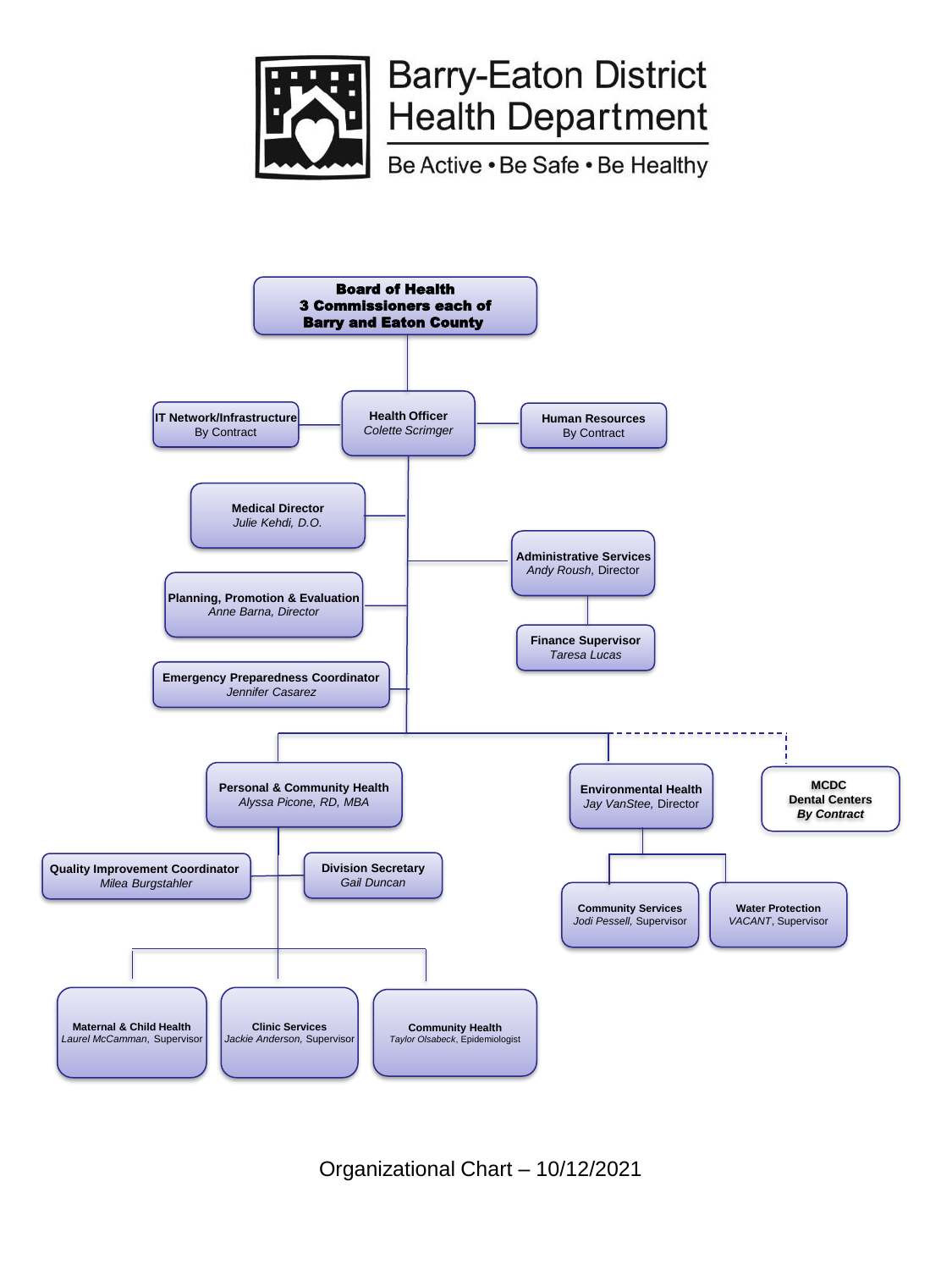# Barry-Eaton District Health Department

Be Active • Be Safe • Be Healthy

**Board of Health**
**3 Commissioners each of Barry and Eaton County**

- **Health Officer** — *Colette Scrimger*
  - **IT Network/Infrastructure** — By Contract
  - **Human Resources** — By Contract
  - **Medical Director** — *Julie Kehdi, D.O.*
  - **Administrative Services** — *Andy Roush*, Director
    - **Finance Supervisor** — *Taresa Lucas*
  - **Planning, Promotion & Evaluation** — *Anne Barna, Director*
  - **Emergency Preparedness Coordinator** — *Jennifer Casarez*
  - **Personal & Community Health** — *Alyssa Picone, RD, MBA*
    - **Quality Improvement Coordinator** — *Milea Burgstahler*
    - **Division Secretary** — *Gail Duncan*
    - **Maternal & Child Health** — *Laurel McCamman*, Supervisor
    - **Clinic Services** — *Jackie Anderson*, Supervisor
    - **Community Health** — *Taylor Olsabeck*, Epidemiologist
  - **Environmental Health** — *Jay VanStee*, Director
    - **Community Services** — *Jodi Pessell*, Supervisor
    - **Water Protection** — *VACANT*, Supervisor
  - **MCDC Dental Centers** — ***By Contract***

Organizational Chart – 10/12/2021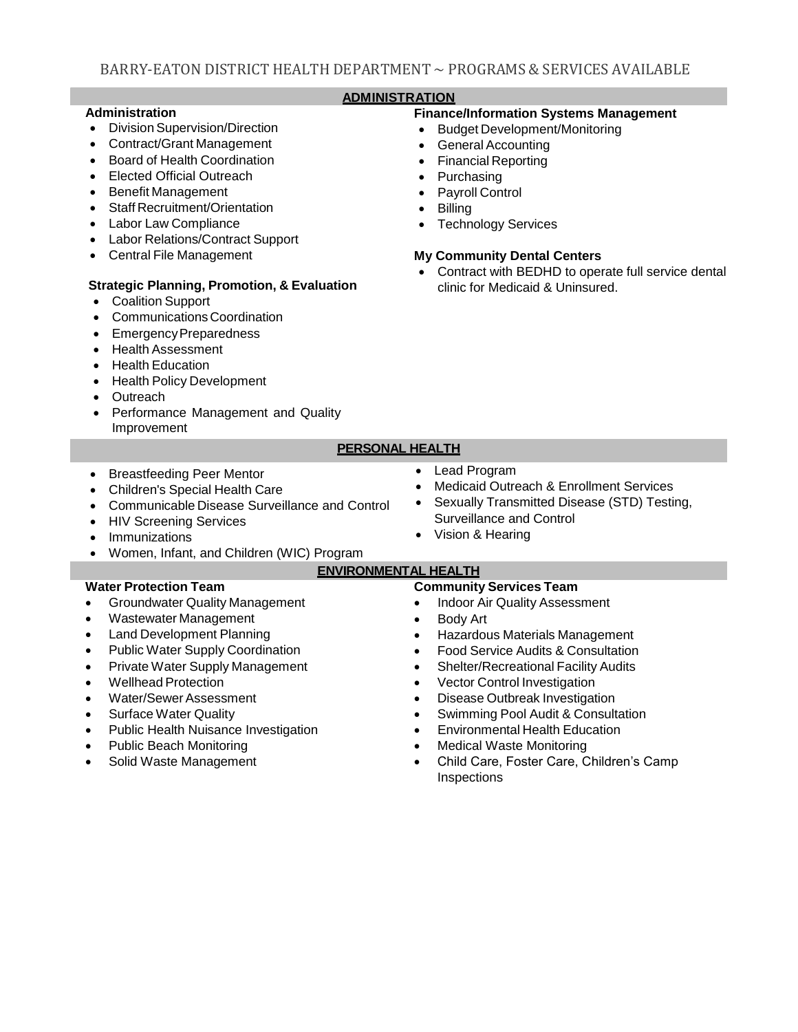# BARRY-EATON DISTRICT HEALTH DEPARTMENT ~ PROGRAMS & SERVICES AVAILABLE

## ADMINISTRATION

### Administration

- Division Supervision/Direction
- Contract/Grant Management
- Board of Health Coordination
- Elected Official Outreach
- Benefit Management
- Staff Recruitment/Orientation
- Labor Law Compliance
- Labor Relations/Contract Support
- Central File Management

### Strategic Planning, Promotion, & Evaluation

- Coalition Support
- Communications Coordination
- Emergency Preparedness
- Health Assessment
- Health Education
- Health Policy Development
- Outreach
- Performance Management and Quality Improvement

### Finance/Information Systems Management

- Budget Development/Monitoring
- General Accounting
- Financial Reporting
- Purchasing
- Payroll Control
- Billing
- Technology Services

### My Community Dental Centers

- Contract with BEDHD to operate full service dental clinic for Medicaid & Uninsured.

## PERSONAL HEALTH

- Breastfeeding Peer Mentor
- Children's Special Health Care
- Communicable Disease Surveillance and Control
- HIV Screening Services
- Immunizations
- Women, Infant, and Children (WIC) Program
- Lead Program
- Medicaid Outreach & Enrollment Services
- Sexually Transmitted Disease (STD) Testing, Surveillance and Control
- Vision & Hearing

## ENVIRONMENTAL HEALTH

### Water Protection Team

- Groundwater Quality Management
- Wastewater Management
- Land Development Planning
- Public Water Supply Coordination
- Private Water Supply Management
- Wellhead Protection
- Water/Sewer Assessment
- Surface Water Quality
- Public Health Nuisance Investigation
- Public Beach Monitoring
- Solid Waste Management

### Community Services Team

- Indoor Air Quality Assessment
- Body Art
- Hazardous Materials Management
- Food Service Audits & Consultation
- Shelter/Recreational Facility Audits
- Vector Control Investigation
- Disease Outbreak Investigation
- Swimming Pool Audit & Consultation
- Environmental Health Education
- Medical Waste Monitoring
- Child Care, Foster Care, Children's Camp Inspections